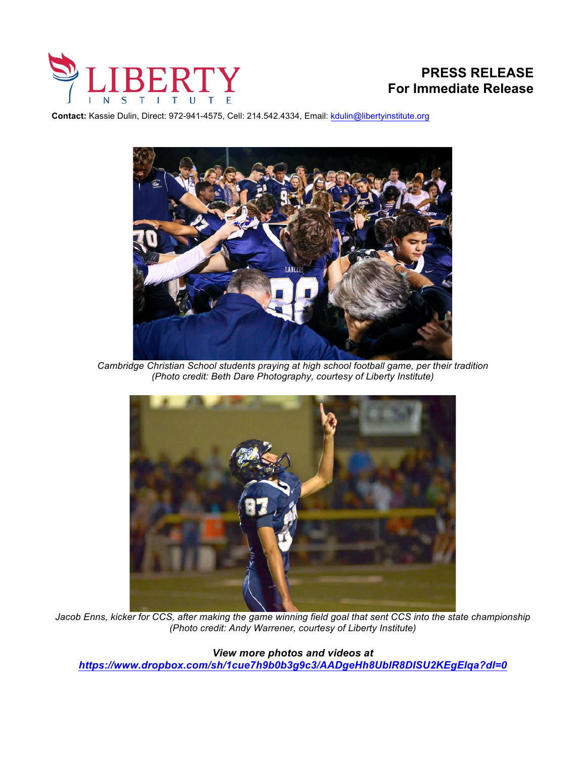LIBERTY INSTITUTE

**PRESS RELEASE**
**For Immediate Release**

**Contact:** Kassie Dulin, Direct: 972-941-4575, Cell: 214.542.4334, Email: kdulin@libertyinstitute.org

*Cambridge Christian School students praying at high school football game, per their tradition (Photo credit: Beth Dare Photography, courtesy of Liberty Institute)*

*Jacob Enns, kicker for CCS, after making the game winning field goal that sent CCS into the state championship (Photo credit: Andy Warrener, courtesy of Liberty Institute)*

***View more photos and videos at***
***https://www.dropbox.com/sh/1cue7h9b0b3g9c3/AADgeHh8UbIR8DlSU2KEgElqa?dl=0***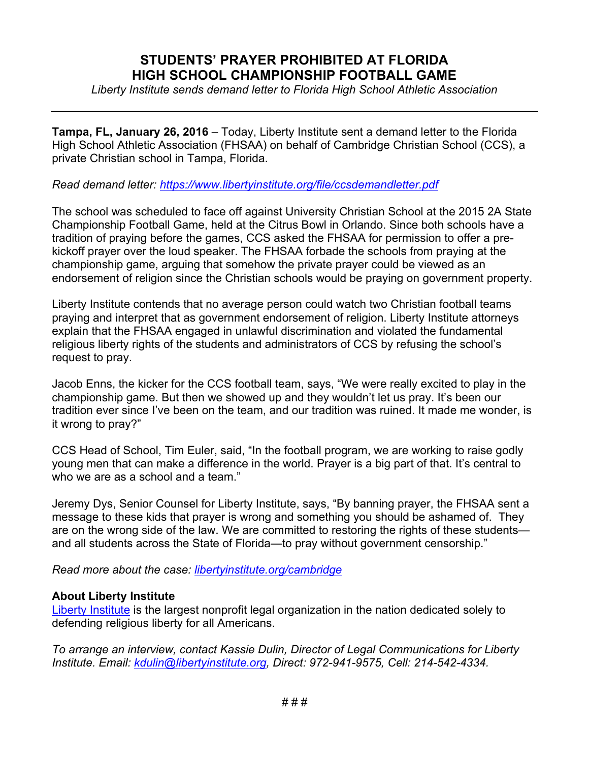# STUDENTS' PRAYER PROHIBITED AT FLORIDA HIGH SCHOOL CHAMPIONSHIP FOOTBALL GAME

*Liberty Institute sends demand letter to Florida High School Athletic Association*

---

**Tampa, FL, January 26, 2016** – Today, Liberty Institute sent a demand letter to the Florida High School Athletic Association (FHSAA) on behalf of Cambridge Christian School (CCS), a private Christian school in Tampa, Florida.

*Read demand letter: https://www.libertyinstitute.org/file/ccsdemandletter.pdf*

The school was scheduled to face off against University Christian School at the 2015 2A State Championship Football Game, held at the Citrus Bowl in Orlando. Since both schools have a tradition of praying before the games, CCS asked the FHSAA for permission to offer a pre-kickoff prayer over the loud speaker. The FHSAA forbade the schools from praying at the championship game, arguing that somehow the private prayer could be viewed as an endorsement of religion since the Christian schools would be praying on government property.

Liberty Institute contends that no average person could watch two Christian football teams praying and interpret that as government endorsement of religion. Liberty Institute attorneys explain that the FHSAA engaged in unlawful discrimination and violated the fundamental religious liberty rights of the students and administrators of CCS by refusing the school's request to pray.

Jacob Enns, the kicker for the CCS football team, says, "We were really excited to play in the championship game. But then we showed up and they wouldn't let us pray. It's been our tradition ever since I've been on the team, and our tradition was ruined. It made me wonder, is it wrong to pray?"

CCS Head of School, Tim Euler, said, "In the football program, we are working to raise godly young men that can make a difference in the world. Prayer is a big part of that. It's central to who we are as a school and a team."

Jeremy Dys, Senior Counsel for Liberty Institute, says, "By banning prayer, the FHSAA sent a message to these kids that prayer is wrong and something you should be ashamed of. They are on the wrong side of the law. We are committed to restoring the rights of these students—and all students across the State of Florida—to pray without government censorship."

*Read more about the case: libertyinstitute.org/cambridge*

**About Liberty Institute**

Liberty Institute is the largest nonprofit legal organization in the nation dedicated solely to defending religious liberty for all Americans.

*To arrange an interview, contact Kassie Dulin, Director of Legal Communications for Liberty Institute. Email: kdulin@libertyinstitute.org, Direct: 972-941-9575, Cell: 214-542-4334.*

# # #